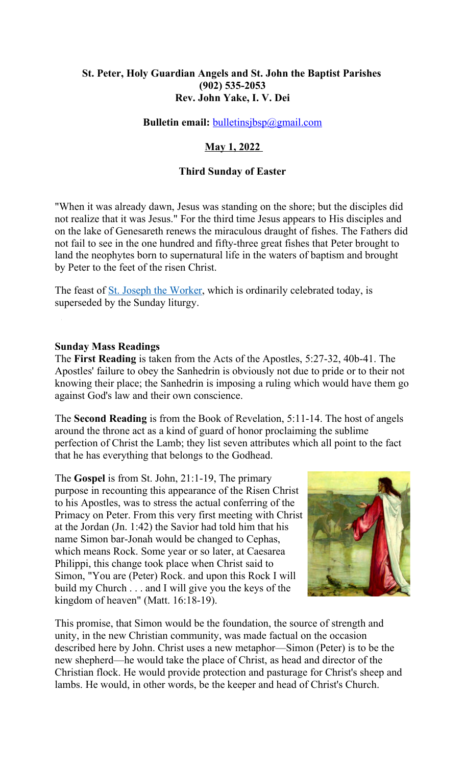**St. Peter, Holy Guardian Angels and St. John the Baptist Parishes**
**(902) 535-2053**
**Rev. John Yake, I. V. Dei**

**Bulletin email:** bulletinsjbsp@gmail.com

**May 1, 2022**

**Third Sunday of Easter**

"When it was already dawn, Jesus was standing on the shore; but the disciples did not realize that it was Jesus." For the third time Jesus appears to His disciples and on the lake of Genesareth renews the miraculous draught of fishes. The Fathers did not fail to see in the one hundred and fifty-three great fishes that Peter brought to land the neophytes born to supernatural life in the waters of baptism and brought by Peter to the feet of the risen Christ.

The feast of St. Joseph the Worker, which is ordinarily celebrated today, is superseded by the Sunday liturgy.

**Sunday Mass Readings**

The **First Reading** is taken from the Acts of the Apostles, 5:27-32, 40b-41. The Apostles' failure to obey the Sanhedrin is obviously not due to pride or to their not knowing their place; the Sanhedrin is imposing a ruling which would have them go against God's law and their own conscience.

The **Second Reading** is from the Book of Revelation, 5:11-14. The host of angels around the throne act as a kind of guard of honor proclaiming the sublime perfection of Christ the Lamb; they list seven attributes which all point to the fact that he has everything that belongs to the Godhead.

The **Gospel** is from St. John, 21:1-19, The primary purpose in recounting this appearance of the Risen Christ to his Apostles, was to stress the actual conferring of the Primacy on Peter. From this very first meeting with Christ at the Jordan (Jn. 1:42) the Savior had told him that his name Simon bar-Jonah would be changed to Cephas, which means Rock. Some year or so later, at Caesarea Philippi, this change took place when Christ said to Simon, "You are (Peter) Rock. and upon this Rock I will build my Church . . . and I will give you the keys of the kingdom of heaven" (Matt. 16:18-19).

This promise, that Simon would be the foundation, the source of strength and unity, in the new Christian community, was made factual on the occasion described here by John. Christ uses a new metaphor—Simon (Peter) is to be the new shepherd—he would take the place of Christ, as head and director of the Christian flock. He would provide protection and pasturage for Christ's sheep and lambs. He would, in other words, be the keeper and head of Christ's Church.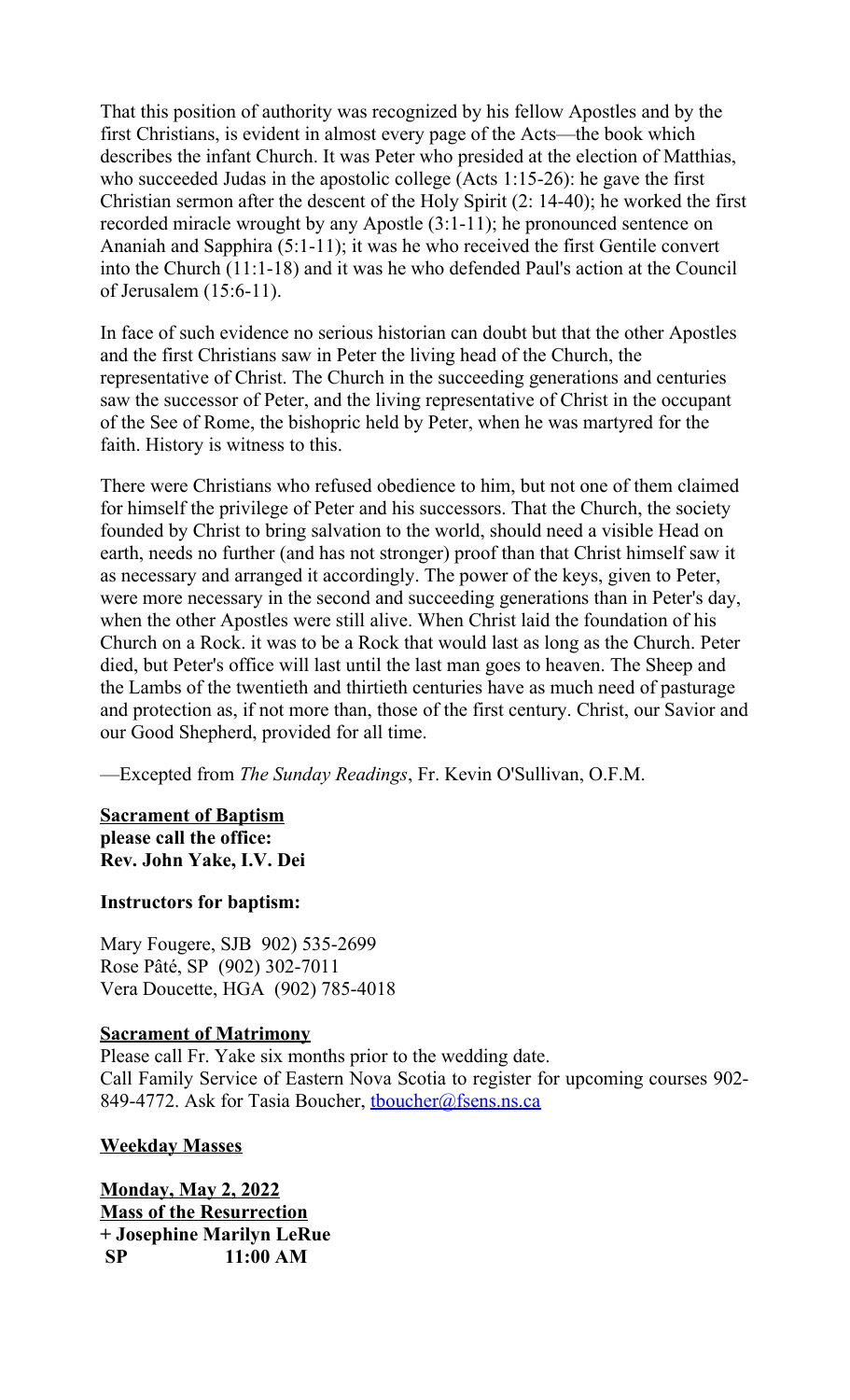That this position of authority was recognized by his fellow Apostles and by the first Christians, is evident in almost every page of the Acts—the book which describes the infant Church. It was Peter who presided at the election of Matthias, who succeeded Judas in the apostolic college (Acts 1:15-26): he gave the first Christian sermon after the descent of the Holy Spirit (2: 14-40); he worked the first recorded miracle wrought by any Apostle (3:1-11); he pronounced sentence on Ananiah and Sapphira (5:1-11); it was he who received the first Gentile convert into the Church (11:1-18) and it was he who defended Paul's action at the Council of Jerusalem (15:6-11).

In face of such evidence no serious historian can doubt but that the other Apostles and the first Christians saw in Peter the living head of the Church, the representative of Christ. The Church in the succeeding generations and centuries saw the successor of Peter, and the living representative of Christ in the occupant of the See of Rome, the bishopric held by Peter, when he was martyred for the faith. History is witness to this.

There were Christians who refused obedience to him, but not one of them claimed for himself the privilege of Peter and his successors. That the Church, the society founded by Christ to bring salvation to the world, should need a visible Head on earth, needs no further (and has not stronger) proof than that Christ himself saw it as necessary and arranged it accordingly. The power of the keys, given to Peter, were more necessary in the second and succeeding generations than in Peter's day, when the other Apostles were still alive. When Christ laid the foundation of his Church on a Rock. it was to be a Rock that would last as long as the Church. Peter died, but Peter's office will last until the last man goes to heaven. The Sheep and the Lambs of the twentieth and thirtieth centuries have as much need of pasturage and protection as, if not more than, those of the first century. Christ, our Savior and our Good Shepherd, provided for all time.

—Excepted from *The Sunday Readings*, Fr. Kevin O'Sullivan, O.F.M.

**Sacrament of Baptism**
**please call the office:**
**Rev. John Yake, I.V. Dei**

**Instructors for baptism:**

Mary Fougere, SJB 902) 535-2699
Rose Pâté, SP (902) 302-7011
Vera Doucette, HGA (902) 785-4018

**Sacrament of Matrimony**

Please call Fr. Yake six months prior to the wedding date.
Call Family Service of Eastern Nova Scotia to register for upcoming courses 902-849-4772. Ask for Tasia Boucher, tboucher@fsens.ns.ca

**Weekday Masses**

**Monday, May 2, 2022**
**Mass of the Resurrection**
**+ Josephine Marilyn LeRue**
**SP 11:00 AM**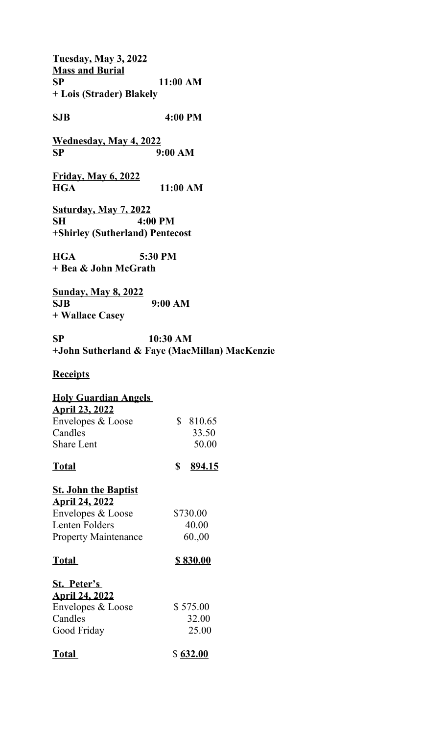**<u>Tuesday, May 3, 2022</u>**
**<u>Mass and Burial</u>**
**SP 11:00 AM**
**+ Lois (Strader) Blakely**

**SJB 4:00 PM**

**<u>Wednesday, May 4, 2022</u>**
**SP 9:00 AM**

**<u>Friday, May 6, 2022</u>**
**HGA 11:00 AM**

**<u>Saturday, May 7, 2022</u>**
**SH 4:00 PM**
**+Shirley (Sutherland) Pentecost**

**HGA 5:30 PM**
**+ Bea & John McGrath**

**<u>Sunday, May 8, 2022</u>**
**SJB 9:00 AM**
**+ Wallace Casey**

**SP 10:30 AM**
**+John Sutherland & Faye (MacMillan) MacKenzie**

**<u>Receipts</u>**

**<u>Holy Guardian Angels</u>**
**<u>April 23, 2022</u>**

| | |
|---|---|
| Envelopes & Loose | $ 810.65 |
| Candles | 33.50 |
| Share Lent | 50.00 |
| **<u>Total</u>** | **$ <u>894.15</u>** |

**<u>St. John the Baptist</u>**
**<u>April 24, 2022</u>**

| | |
|---|---|
| Envelopes & Loose | $730.00 |
| Lenten Folders | 40.00 |
| Property Maintenance | 60.,00 |
| **<u>Total</u>** | **<u>$ 830.00</u>** |

**<u>St. Peter's</u>**
**<u>April 24, 2022</u>**

| | |
|---|---|
| Envelopes & Loose | $ 575.00 |
| Candles | 32.00 |
| Good Friday | 25.00 |
| **<u>Total</u>** | $ **<u>632.00</u>** |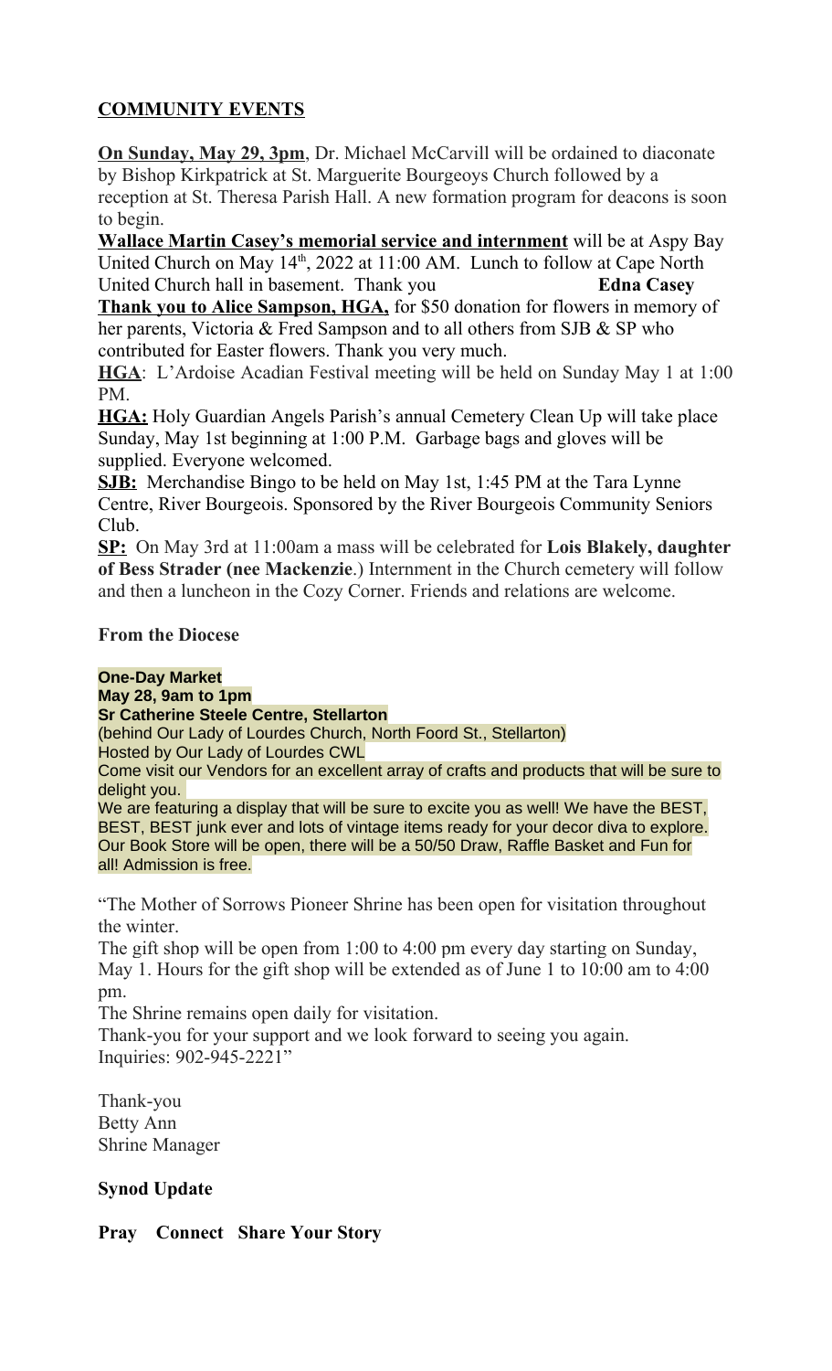## COMMUNITY EVENTS

**On Sunday, May 29, 3pm**, Dr. Michael McCarvill will be ordained to diaconate by Bishop Kirkpatrick at St. Marguerite Bourgeoys Church followed by a reception at St. Theresa Parish Hall. A new formation program for deacons is soon to begin.

**Wallace Martin Casey's memorial service and internment** will be at Aspy Bay United Church on May 14th, 2022 at 11:00 AM. Lunch to follow at Cape North United Church hall in basement. Thank you **Edna Casey**

**Thank you to Alice Sampson, HGA,** for $50 donation for flowers in memory of her parents, Victoria & Fred Sampson and to all others from SJB & SP who contributed for Easter flowers. Thank you very much.

**HGA**: L'Ardoise Acadian Festival meeting will be held on Sunday May 1 at 1:00 PM.

**HGA:** Holy Guardian Angels Parish's annual Cemetery Clean Up will take place Sunday, May 1st beginning at 1:00 P.M. Garbage bags and gloves will be supplied. Everyone welcomed.

**SJB:** Merchandise Bingo to be held on May 1st, 1:45 PM at the Tara Lynne Centre, River Bourgeois. Sponsored by the River Bourgeois Community Seniors Club.

**SP:** On May 3rd at 11:00am a mass will be celebrated for **Lois Blakely, daughter of Bess Strader (nee Mackenzie**.) Internment in the Church cemetery will follow and then a luncheon in the Cozy Corner. Friends and relations are welcome.

**From the Diocese**

**One-Day Market**
**May 28, 9am to 1pm**
**Sr Catherine Steele Centre, Stellarton**
(behind Our Lady of Lourdes Church, North Foord St., Stellarton)
Hosted by Our Lady of Lourdes CWL
Come visit our Vendors for an excellent array of crafts and products that will be sure to delight you.
We are featuring a display that will be sure to excite you as well! We have the BEST, BEST, BEST junk ever and lots of vintage items ready for your decor diva to explore. Our Book Store will be open, there will be a 50/50 Draw, Raffle Basket and Fun for all! Admission is free.

"The Mother of Sorrows Pioneer Shrine has been open for visitation throughout the winter.
The gift shop will be open from 1:00 to 4:00 pm every day starting on Sunday, May 1. Hours for the gift shop will be extended as of June 1 to 10:00 am to 4:00 pm.
The Shrine remains open daily for visitation.
Thank-you for your support and we look forward to seeing you again.
Inquiries: 902-945-2221"

Thank-you
Betty Ann
Shrine Manager

**Synod Update**

**Pray Connect Share Your Story**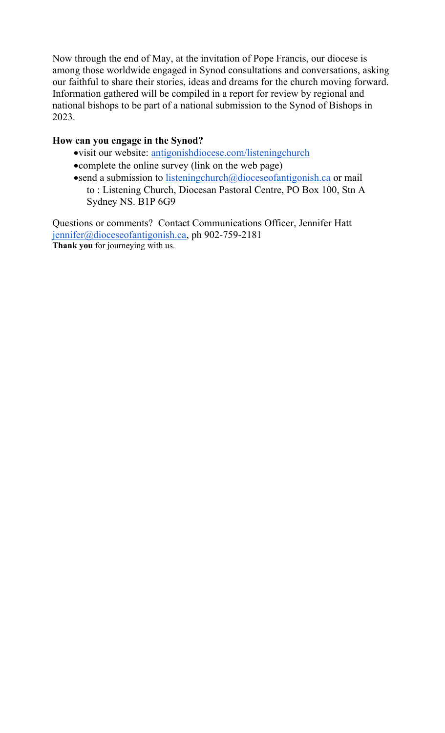Now through the end of May, at the invitation of Pope Francis, our diocese is among those worldwide engaged in Synod consultations and conversations, asking our faithful to share their stories, ideas and dreams for the church moving forward. Information gathered will be compiled in a report for review by regional and national bishops to be part of a national submission to the Synod of Bishops in 2023.

**How can you engage in the Synod?**

- visit our website: antigonishdiocese.com/listeningchurch
- complete the online survey (link on the web page)
- send a submission to listeningchurch@dioceseofantigonish.ca or mail to : Listening Church, Diocesan Pastoral Centre, PO Box 100, Stn A Sydney NS. B1P 6G9

Questions or comments? Contact Communications Officer, Jennifer Hatt jennifer@dioceseofantigonish.ca, ph 902-759-2181
**Thank you** for journeying with us.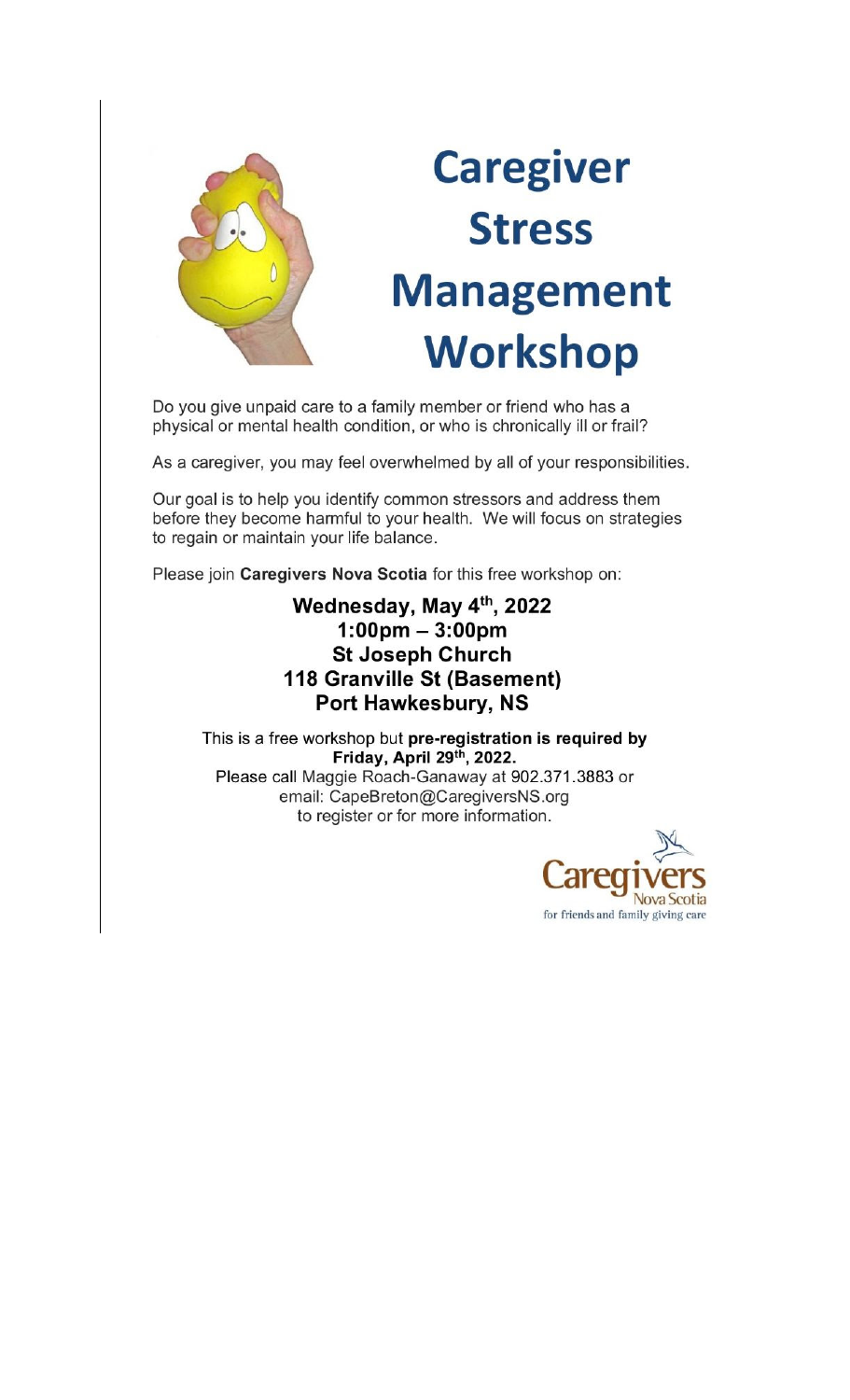# Caregiver Stress Management Workshop

Do you give unpaid care to a family member or friend who has a physical or mental health condition, or who is chronically ill or frail?

As a caregiver, you may feel overwhelmed by all of your responsibilities.

Our goal is to help you identify common stressors and address them before they become harmful to your health. We will focus on strategies to regain or maintain your life balance.

Please join **Caregivers Nova Scotia** for this free workshop on:

**Wednesday, May 4th, 2022**
**1:00pm – 3:00pm**
**St Joseph Church**
**118 Granville St (Basement)**
**Port Hawkesbury, NS**

This is a free workshop but **pre-registration is required by Friday, April 29th, 2022.**
Please call Maggie Roach-Ganaway at 902.371.3883 or email: CapeBreton@CaregiversNS.org to register or for more information.

Caregivers Nova Scotia
for friends and family giving care